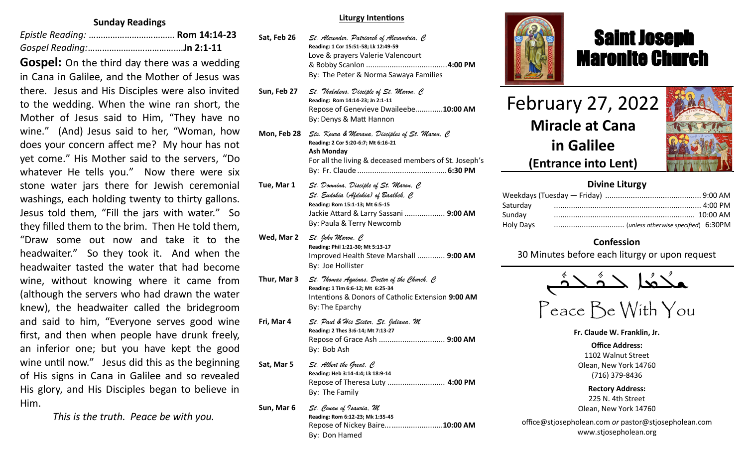## Sunday Readings

*Epistle Reading:* ……………………………… **Rom 14:14-23**
*Gospel Reading:*…………………………………**Jn 2:1-11**

**Gospel:** On the third day there was a wedding in Cana in Galilee, and the Mother of Jesus was there. Jesus and His Disciples were also invited to the wedding. When the wine ran short, the Mother of Jesus said to Him, "They have no wine." (And) Jesus said to her, "Woman, how does your concern affect me? My hour has not yet come." His Mother said to the servers, "Do whatever He tells you." Now there were six stone water jars there for Jewish ceremonial washings, each holding twenty to thirty gallons. Jesus told them, "Fill the jars with water." So they filled them to the brim. Then He told them, "Draw some out now and take it to the headwaiter." So they took it. And when the headwaiter tasted the water that had become wine, without knowing where it came from (although the servers who had drawn the water knew), the headwaiter called the bridegroom and said to him, "Everyone serves good wine first, and then when people have drunk freely, an inferior one; but you have kept the good wine until now." Jesus did this as the beginning of His signs in Cana in Galilee and so revealed His glory, and His Disciples began to believe in Him.

*This is the truth. Peace be with you.*

## Liturgy Intentions

**Sat, Feb 26** — *St. Alexender, Patriarch of Alexandria, C*
Reading: 1 Cor 15:51-58; Lk 12:49-59
Love & prayers Valerie Valencourt & Bobby Scanlon ...................................... **4:00 PM**
By: The Peter & Norma Sawaya Families

**Sun, Feb 27** — *St. Thalaleus, Disciple of St. Maron, C*
Reading: Rom 14:14-23; Jn 2:1-11
Repose of Genevieve Dwaileebe.............**10:00 AM**
By: Denys & Matt Hannon

**Mon, Feb 28** — *Sts. Koura & Marana, Disciples of St. Maron, C*
Reading: 2 Cor 5:20-6:7; Mt 6:16-21
**Ash Monday**
For all the living & deceased members of St. Joseph's
By: Fr. Claude .......................................... **6:30 PM**

**Tue, Mar 1** — *St. Domnina, Disciple of St. Maron, C*
*St. Eudokia (Afdokia) of Baalbek, C*
Reading: Rom 15:1-13; Mt 6:5-15
Jackie Attard & Larry Sassani ................... **9:00 AM**
By: Paula & Terry Newcomb

**Wed, Mar 2** — *St. John Maron, C*
Reading: Phil 1:21-30; Mt 5:13-17
Improved Health Steve Marshall ............. **9:00 AM**
By: Joe Hollister

**Thur, Mar 3** — *St. Thomas Aquinas, Doctor of the Church, C*
Reading: 1 Tim 6:6-12; Mt 6:25-34
Intentions & Donors of Catholic Extension **9:00 AM**
By: The Eparchy

**Fri, Mar 4** — *St. Paul & His Sister, St. Juliana, M*
Reading: 2 Thes 3:6-14; Mt 7:13-27
Repose of Grace Ash ............................... **9:00 AM**
By: Bob Ash

**Sat, Mar 5** — *St. Albert the Great, C*
Reading: Heb 3:14-4:4; Lk 18:9-14
Repose of Theresa Luty ........................... **4:00 PM**
By: The Family

**Sun, Mar 6** — *St. Conan of Isauria, M*
Reading: Rom 6:12-23; Mk 1:35-45
Repose of Nickey Baire...........................**10:00 AM**
By: Don Hamed

# Saint Joseph Maronite Church

## February 27, 2022
## Miracle at Cana in Galilee
## (Entrance into Lent)

### Divine Liturgy

| | |
|---|---|
| Weekdays (Tuesday — Friday) | 9:00 AM |
| Saturday | 4:00 PM |
| Sunday | 10:00 AM |
| Holy Days | (*unless otherwise specified*) 6:30PM |

### Confession

30 Minutes before each liturgy or upon request

ܫܠܡܐ ܠܟܘܠܟܘܢ

Peace Be With You

**Fr. Claude W. Franklin, Jr.**

**Office Address:**
1102 Walnut Street
Olean, New York 14760
(716) 379-8436

**Rectory Address:**
225 N. 4th Street
Olean, New York 14760

office@stjosepholean.com *or* pastor@stjosepholean.com
www.stjosepholean.org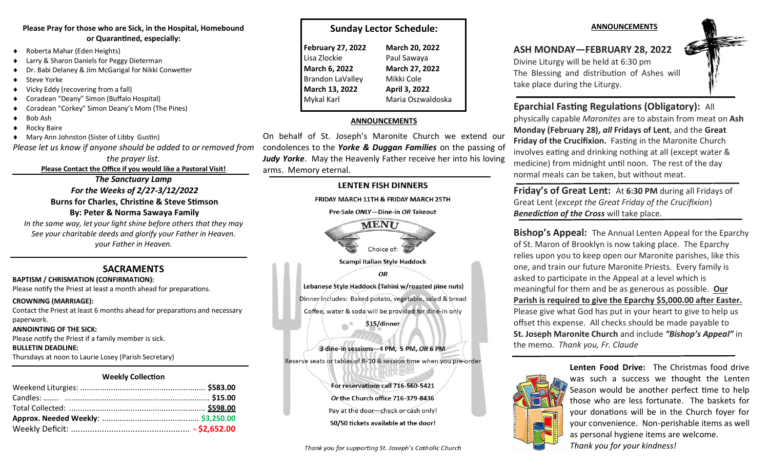**Please Pray for those who are Sick, in the Hospital, Homebound or Quarantined, especially:**

- Roberta Mahar (Eden Heights)
- Larry & Sharon Daniels for Peggy Dieterman
- Dr. Babi Delaney & Jim McGarigal for Nikki Conwetter
- Steve Yorke
- Vicky Eddy (recovering from a fall)
- Coradean "Deany" Simon (Buffalo Hospital)
- Coradean "Corkey" Simon Deany's Mom (The Pines)
- Bob Ash
- Rocky Baire
- Mary Ann Johnston (Sister of Libby Gustin)

*Please let us know if anyone should be added to or removed from the prayer list.*

**Please Contact the Office if you would like a Pastoral Visit!**

***The Sanctuary Lamp***

***For the Weeks of 2/27-3/12/2022***

**Burns for Charles, Christine & Steve Stimson**

**By: Peter & Norma Sawaya Family**

*In the same way, let your light shine before others that they may See your charitable deeds and glorify your Father in Heaven. your Father in Heaven.*

## SACRAMENTS

**BAPTISM / CHRISMATION (CONFIRMATION):**
Please notify the Priest at least a month ahead for preparations.

**CROWNING (MARRIAGE):**
Contact the Priest at least 6 months ahead for preparations and necessary paperwork.

**ANNOINTING OF THE SICK:**
Please notify the Priest if a family member is sick.

**BULLETIN DEADLINE:**
Thursdays at noon to Laurie Losey (Parish Secretary)

### Weekly Collection

| | |
|---|---|
| Weekend Liturgies: | **$583.00** |
| Candles: …….. | **$15.00** |
| Total Collected: | **$598.00** |
| **Approx. Needed Weekly**: | **$3,250.00** |
| Weekly Deficit: | **- $2,652.00** |

## Sunday Lector Schedule:

| | |
|---|---|
| **February 27, 2022** | **March 20, 2022** |
| Lisa Zlockie | Paul Sawaya |
| **March 6, 2022** | **March 27, 2022** |
| Brandon LaValley | Mikki Cole |
| **March 13, 2022** | **April 3, 2022** |
| Mykal Karl | Maria Oszwaldoska |

### ANNOUNCEMENTS

On behalf of St. Joseph's Maronite Church we extend our condolences to the ***Yorke & Duggan Families*** on the passing of ***Judy Yorke***. May the Heavenly Father receive her into his loving arms. Memory eternal.

### LENTEN FISH DINNERS

**FRIDAY MARCH 11TH & FRIDAY MARCH 25TH**

Pre-Sale *ONLY*—Dine-in *OR* Takeout

**MENU**

Choice of:

**Scampi Italian Style Haddock**

***OR***

**Lebanese Style Haddock (Tahini w/roasted pine nuts)**

Dinner includes: Baked potato, vegetable, salad & bread

Coffee, water & soda will be provided for dine-in only

**$15/dinner**

3 dine-in sessions—4 PM, 5 PM, *OR* 6 PM

Reserve seats or tables of 8-10 & session time when you pre-order

For reservations call 716-560-5421

*Or* the Church office 716-379-8436

Pay at the door—check or cash only!

50/50 tickets available at the door!

*Thank you for supporting St. Joseph's Catholic Church*

### ANNOUNCEMENTS

## ASH MONDAY—FEBRUARY 28, 2022

Divine Liturgy will be held at 6:30 pm
The Blessing and distribution of Ashes will take place during the Liturgy.

**Eparchial Fasting Regulations (Obligatory):** All physically capable *Maronites* are to abstain from meat on **Ash Monday (February 28),** ***all*** **Fridays of Lent**, and the **Great Friday of the Crucifixion.** Fasting in the Maronite Church involves eating and drinking nothing at all (except water & medicine) from midnight until noon. The rest of the day normal meals can be taken, but without meat.

**Friday's of Great Lent:** At **6:30 PM** during all Fridays of Great Lent (*except the Great Friday of the Crucifixion*) ***Benediction of the Cross*** will take place.

**Bishop's Appeal:** The Annual Lenten Appeal for the Eparchy of St. Maron of Brooklyn is now taking place. The Eparchy relies upon you to keep open our Maronite parishes, like this one, and train our future Maronite Priests. Every family is asked to participate in the Appeal at a level which is meaningful for them and be as generous as possible. **Our Parish is required to give the Eparchy $5,000.00 after Easter.** Please give what God has put in your heart to give to help us offset this expense. All checks should be made payable to **St. Joseph Maronite Church** and include ***"Bishop's Appeal"*** in the memo. *Thank you, Fr. Claude*

**Lenten Food Drive:** The Christmas food drive was such a success we thought the Lenten Season would be another perfect time to help those who are less fortunate. The baskets for your donations will be in the Church foyer for your convenience. Non-perishable items as well as personal hygiene items are welcome. *Thank you for your kindness!*